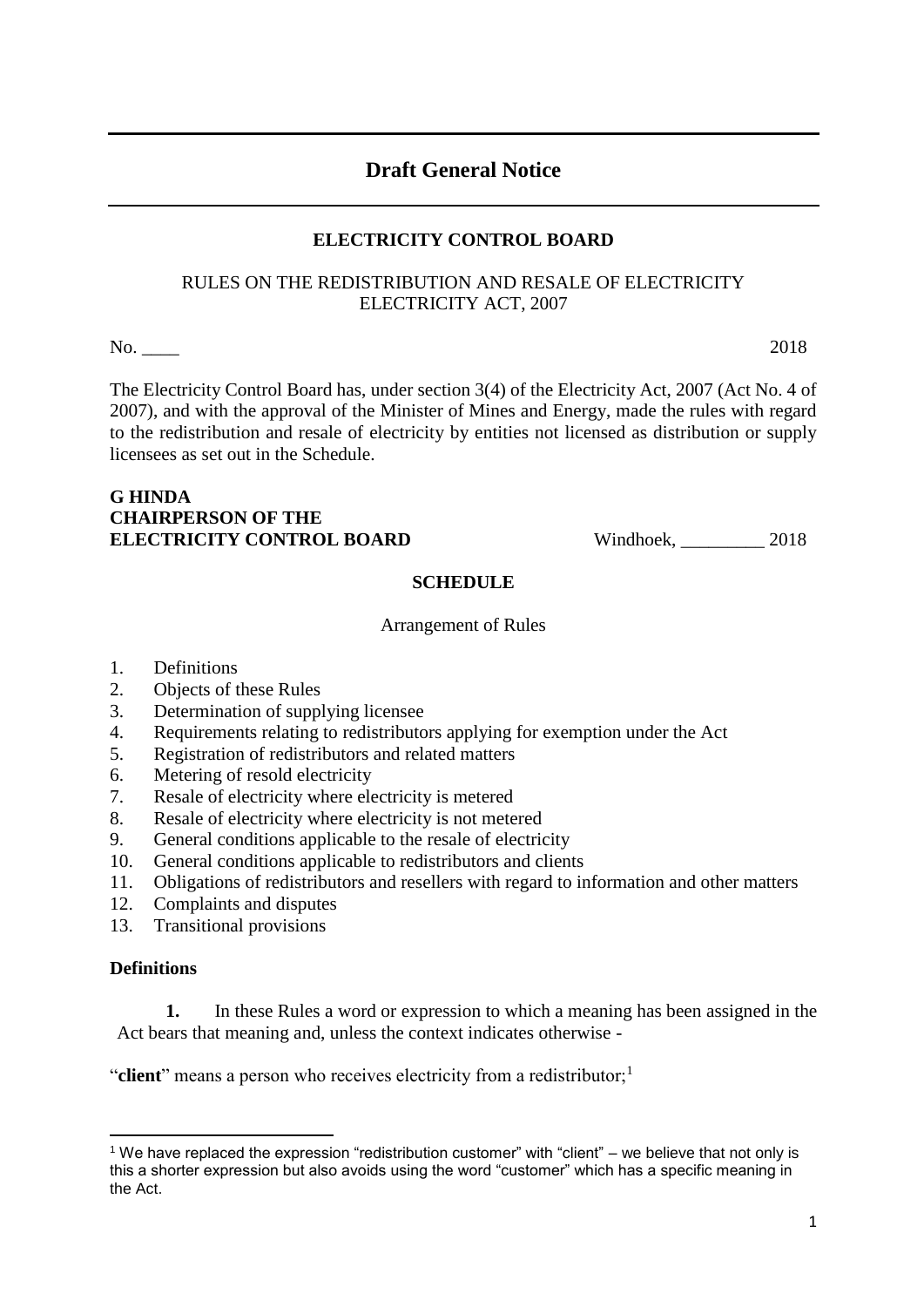# Draft General Notice

**ELECTRICITY CONTROL BOARD**

RULES ON THE REDISTRIBUTION AND RESALE OF ELECTRICITY
ELECTRICITY ACT, 2007

No. ____ 2018

The Electricity Control Board has, under section 3(4) of the Electricity Act, 2007 (Act No. 4 of 2007), and with the approval of the Minister of Mines and Energy, made the rules with regard to the redistribution and resale of electricity by entities not licensed as distribution or supply licensees as set out in the Schedule.

**G HINDA**
**CHAIRPERSON OF THE**
**ELECTRICITY CONTROL BOARD** Windhoek, _________ 2018

**SCHEDULE**

Arrangement of Rules

1. Definitions
2. Objects of these Rules
3. Determination of supplying licensee
4. Requirements relating to redistributors applying for exemption under the Act
5. Registration of redistributors and related matters
6. Metering of resold electricity
7. Resale of electricity where electricity is metered
8. Resale of electricity where electricity is not metered
9. General conditions applicable to the resale of electricity
10. General conditions applicable to redistributors and clients
11. Obligations of redistributors and resellers with regard to information and other matters
12. Complaints and disputes
13. Transitional provisions

**Definitions**

**1.** In these Rules a word or expression to which a meaning has been assigned in the Act bears that meaning and, unless the context indicates otherwise -

"**client**" means a person who receives electricity from a redistributor;[1]

[1] We have replaced the expression "redistribution customer" with "client" – we believe that not only is this a shorter expression but also avoids using the word "customer" which has a specific meaning in the Act.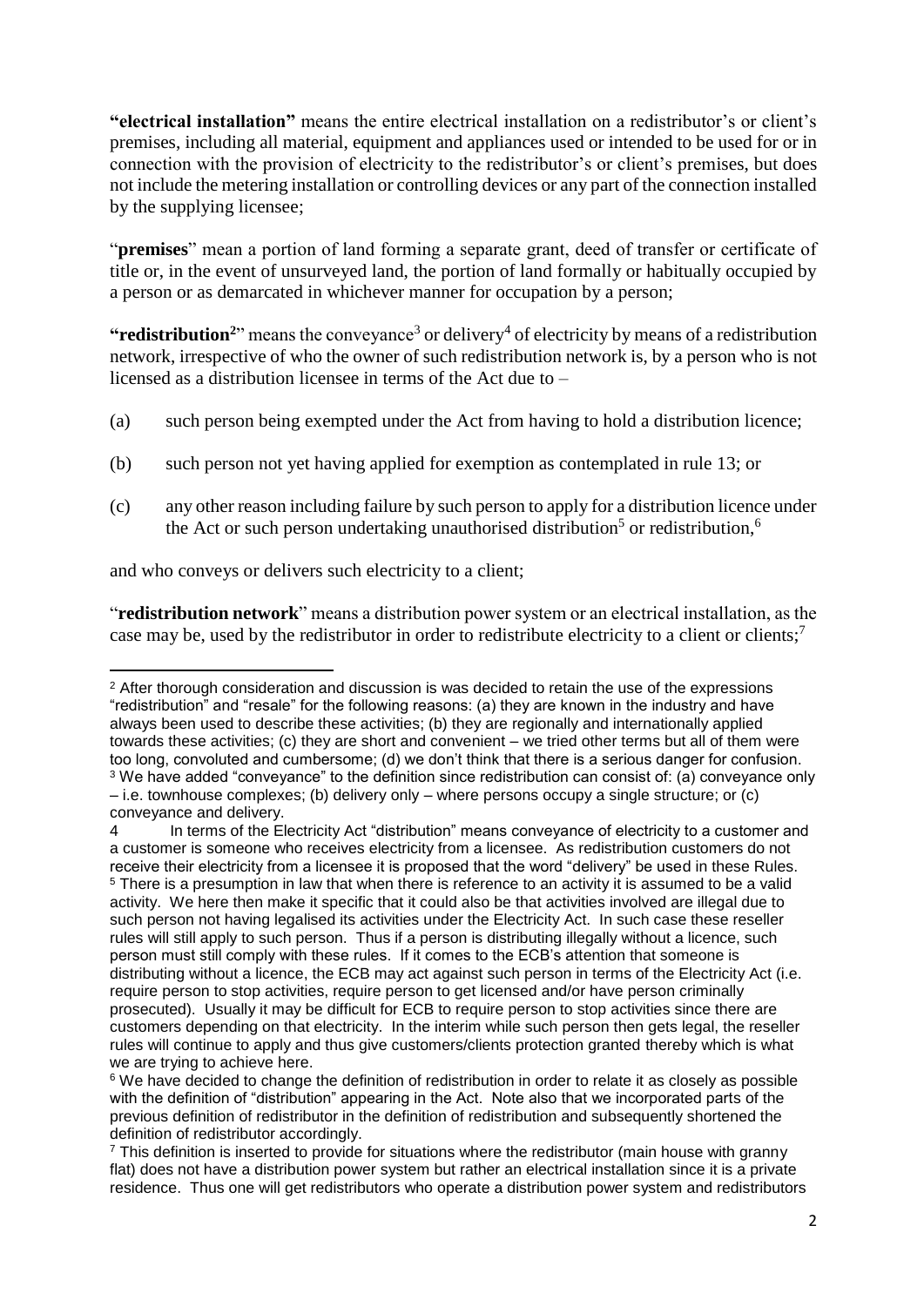**"electrical installation"** means the entire electrical installation on a redistributor's or client's premises, including all material, equipment and appliances used or intended to be used for or in connection with the provision of electricity to the redistributor's or client's premises, but does not include the metering installation or controlling devices or any part of the connection installed by the supplying licensee;

"**premises**" mean a portion of land forming a separate grant, deed of transfer or certificate of title or, in the event of unsurveyed land, the portion of land formally or habitually occupied by a person or as demarcated in whichever manner for occupation by a person;

**"redistribution**[2]" means the conveyance[3] or delivery[4] of electricity by means of a redistribution network, irrespective of who the owner of such redistribution network is, by a person who is not licensed as a distribution licensee in terms of the Act due to –

(a) such person being exempted under the Act from having to hold a distribution licence;

(b) such person not yet having applied for exemption as contemplated in rule 13; or

(c) any other reason including failure by such person to apply for a distribution licence under the Act or such person undertaking unauthorised distribution[5] or redistribution,[6]

and who conveys or delivers such electricity to a client;

"**redistribution network**" means a distribution power system or an electrical installation, as the case may be, used by the redistributor in order to redistribute electricity to a client or clients;[7]

---

[2] After thorough consideration and discussion is was decided to retain the use of the expressions "redistribution" and "resale" for the following reasons: (a) they are known in the industry and have always been used to describe these activities; (b) they are regionally and internationally applied towards these activities; (c) they are short and convenient – we tried other terms but all of them were too long, convoluted and cumbersome; (d) we don't think that there is a serious danger for confusion.

[3] We have added "conveyance" to the definition since redistribution can consist of: (a) conveyance only – i.e. townhouse complexes; (b) delivery only – where persons occupy a single structure; or (c) conveyance and delivery.

[4] In terms of the Electricity Act "distribution" means conveyance of electricity to a customer and a customer is someone who receives electricity from a licensee. As redistribution customers do not receive their electricity from a licensee it is proposed that the word "delivery" be used in these Rules.

[5] There is a presumption in law that when there is reference to an activity it is assumed to be a valid activity. We here then make it specific that it could also be that activities involved are illegal due to such person not having legalised its activities under the Electricity Act. In such case these reseller rules will still apply to such person. Thus if a person is distributing illegally without a licence, such person must still comply with these rules. If it comes to the ECB's attention that someone is distributing without a licence, the ECB may act against such person in terms of the Electricity Act (i.e. require person to stop activities, require person to get licensed and/or have person criminally prosecuted). Usually it may be difficult for ECB to require person to stop activities since there are customers depending on that electricity. In the interim while such person then gets legal, the reseller rules will continue to apply and thus give customers/clients protection granted thereby which is what we are trying to achieve here.

[6] We have decided to change the definition of redistribution in order to relate it as closely as possible with the definition of "distribution" appearing in the Act. Note also that we incorporated parts of the previous definition of redistributor in the definition of redistribution and subsequently shortened the definition of redistributor accordingly.

[7] This definition is inserted to provide for situations where the redistributor (main house with granny flat) does not have a distribution power system but rather an electrical installation since it is a private residence. Thus one will get redistributors who operate a distribution power system and redistributors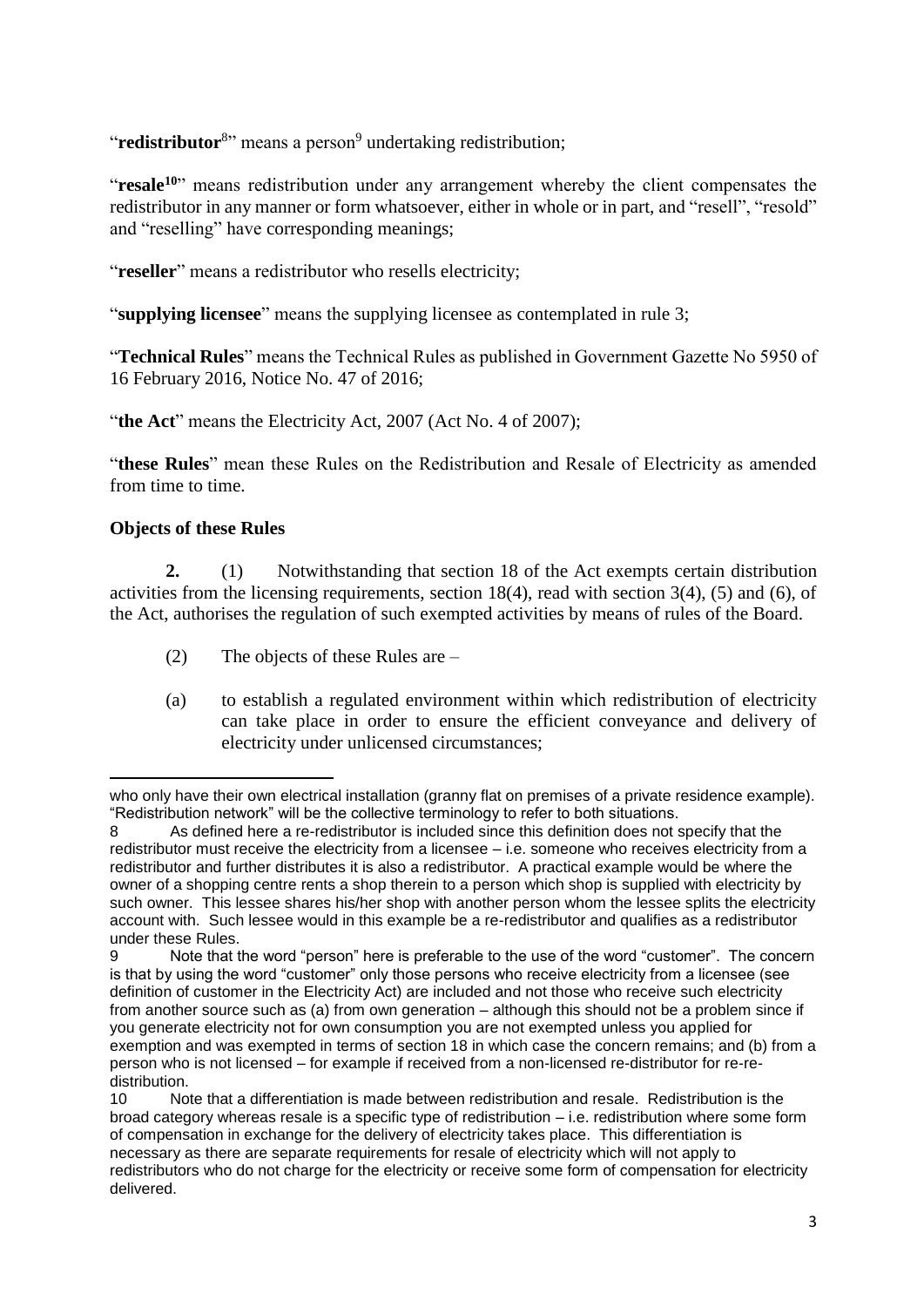"**redistributor**[8]" means a person[9] undertaking redistribution;

"**resale**[10]" means redistribution under any arrangement whereby the client compensates the redistributor in any manner or form whatsoever, either in whole or in part, and "resell", "resold" and "reselling" have corresponding meanings;

"**reseller**" means a redistributor who resells electricity;

"**supplying licensee**" means the supplying licensee as contemplated in rule 3;

"**Technical Rules**" means the Technical Rules as published in Government Gazette No 5950 of 16 February 2016, Notice No. 47 of 2016;

"**the Act**" means the Electricity Act, 2007 (Act No. 4 of 2007);

"**these Rules**" mean these Rules on the Redistribution and Resale of Electricity as amended from time to time.

**Objects of these Rules**

**2.** (1) Notwithstanding that section 18 of the Act exempts certain distribution activities from the licensing requirements, section 18(4), read with section 3(4), (5) and (6), of the Act, authorises the regulation of such exempted activities by means of rules of the Board.

(2) The objects of these Rules are –

(a) to establish a regulated environment within which redistribution of electricity can take place in order to ensure the efficient conveyance and delivery of electricity under unlicensed circumstances;

---

who only have their own electrical installation (granny flat on premises of a private residence example). "Redistribution network" will be the collective terminology to refer to both situations.

8 As defined here a re-redistributor is included since this definition does not specify that the redistributor must receive the electricity from a licensee – i.e. someone who receives electricity from a redistributor and further distributes it is also a redistributor. A practical example would be where the owner of a shopping centre rents a shop therein to a person which shop is supplied with electricity by such owner. This lessee shares his/her shop with another person whom the lessee splits the electricity account with. Such lessee would in this example be a re-redistributor and qualifies as a redistributor under these Rules.

9 Note that the word "person" here is preferable to the use of the word "customer". The concern is that by using the word "customer" only those persons who receive electricity from a licensee (see definition of customer in the Electricity Act) are included and not those who receive such electricity from another source such as (a) from own generation – although this should not be a problem since if you generate electricity not for own consumption you are not exempted unless you applied for exemption and was exempted in terms of section 18 in which case the concern remains; and (b) from a person who is not licensed – for example if received from a non-licensed re-distributor for re-re-distribution.

10 Note that a differentiation is made between redistribution and resale. Redistribution is the broad category whereas resale is a specific type of redistribution – i.e. redistribution where some form of compensation in exchange for the delivery of electricity takes place. This differentiation is necessary as there are separate requirements for resale of electricity which will not apply to redistributors who do not charge for the electricity or receive some form of compensation for electricity delivered.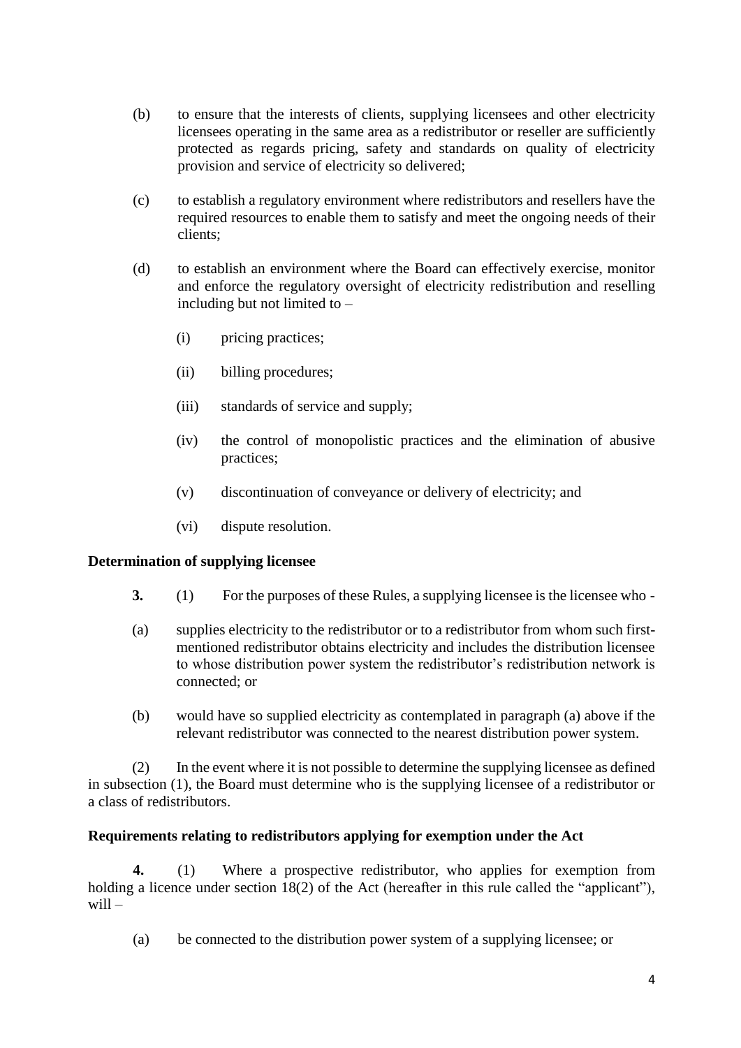(b) to ensure that the interests of clients, supplying licensees and other electricity licensees operating in the same area as a redistributor or reseller are sufficiently protected as regards pricing, safety and standards on quality of electricity provision and service of electricity so delivered;

(c) to establish a regulatory environment where redistributors and resellers have the required resources to enable them to satisfy and meet the ongoing needs of their clients;

(d) to establish an environment where the Board can effectively exercise, monitor and enforce the regulatory oversight of electricity redistribution and reselling including but not limited to –

   (i) pricing practices;

   (ii) billing procedures;

   (iii) standards of service and supply;

   (iv) the control of monopolistic practices and the elimination of abusive practices;

   (v) discontinuation of conveyance or delivery of electricity; and

   (vi) dispute resolution.

**Determination of supplying licensee**

**3.** (1) For the purposes of these Rules, a supplying licensee is the licensee who -

(a) supplies electricity to the redistributor or to a redistributor from whom such first-mentioned redistributor obtains electricity and includes the distribution licensee to whose distribution power system the redistributor's redistribution network is connected; or

(b) would have so supplied electricity as contemplated in paragraph (a) above if the relevant redistributor was connected to the nearest distribution power system.

(2) In the event where it is not possible to determine the supplying licensee as defined in subsection (1), the Board must determine who is the supplying licensee of a redistributor or a class of redistributors.

**Requirements relating to redistributors applying for exemption under the Act**

**4.** (1) Where a prospective redistributor, who applies for exemption from holding a licence under section 18(2) of the Act (hereafter in this rule called the "applicant"), will –

(a) be connected to the distribution power system of a supplying licensee; or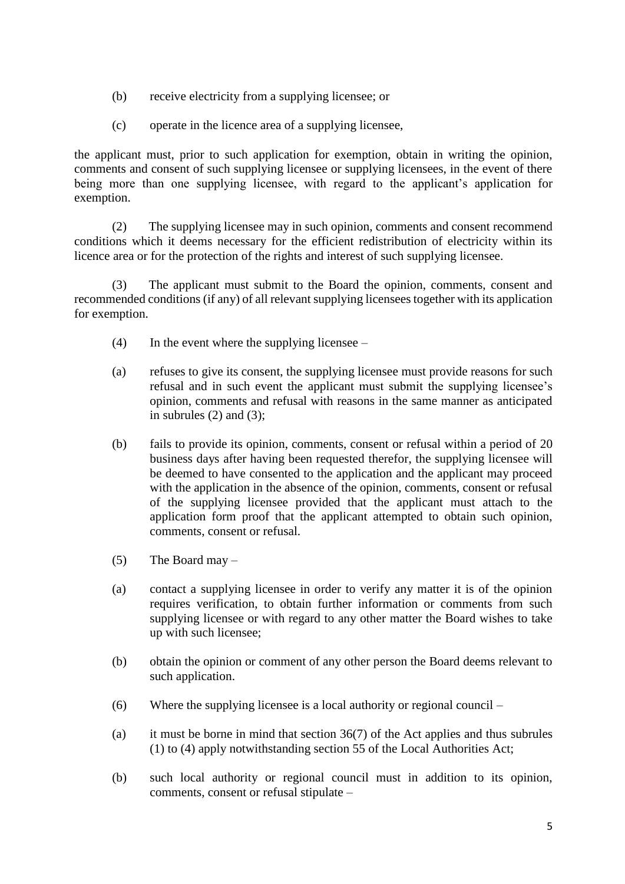(b) receive electricity from a supplying licensee; or

(c) operate in the licence area of a supplying licensee,

the applicant must, prior to such application for exemption, obtain in writing the opinion, comments and consent of such supplying licensee or supplying licensees, in the event of there being more than one supplying licensee, with regard to the applicant's application for exemption.

(2) The supplying licensee may in such opinion, comments and consent recommend conditions which it deems necessary for the efficient redistribution of electricity within its licence area or for the protection of the rights and interest of such supplying licensee.

(3) The applicant must submit to the Board the opinion, comments, consent and recommended conditions (if any) of all relevant supplying licensees together with its application for exemption.

(4) In the event where the supplying licensee –

(a) refuses to give its consent, the supplying licensee must provide reasons for such refusal and in such event the applicant must submit the supplying licensee's opinion, comments and refusal with reasons in the same manner as anticipated in subrules (2) and (3);

(b) fails to provide its opinion, comments, consent or refusal within a period of 20 business days after having been requested therefor, the supplying licensee will be deemed to have consented to the application and the applicant may proceed with the application in the absence of the opinion, comments, consent or refusal of the supplying licensee provided that the applicant must attach to the application form proof that the applicant attempted to obtain such opinion, comments, consent or refusal.

(5) The Board may –

(a) contact a supplying licensee in order to verify any matter it is of the opinion requires verification, to obtain further information or comments from such supplying licensee or with regard to any other matter the Board wishes to take up with such licensee;

(b) obtain the opinion or comment of any other person the Board deems relevant to such application.

(6) Where the supplying licensee is a local authority or regional council –

(a) it must be borne in mind that section 36(7) of the Act applies and thus subrules (1) to (4) apply notwithstanding section 55 of the Local Authorities Act;

(b) such local authority or regional council must in addition to its opinion, comments, consent or refusal stipulate –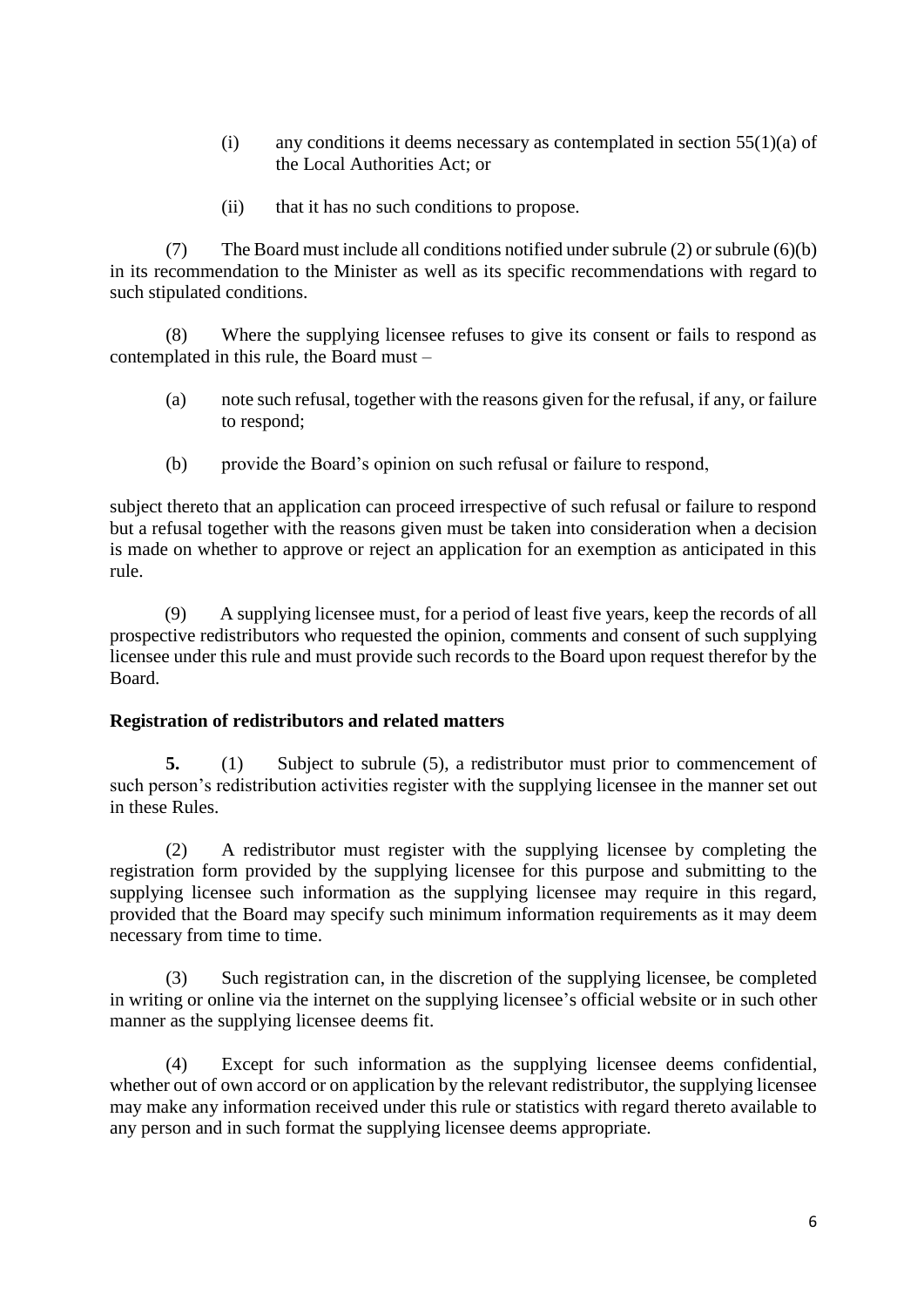(i) any conditions it deems necessary as contemplated in section 55(1)(a) of the Local Authorities Act; or

(ii) that it has no such conditions to propose.

(7) The Board must include all conditions notified under subrule (2) or subrule (6)(b) in its recommendation to the Minister as well as its specific recommendations with regard to such stipulated conditions.

(8) Where the supplying licensee refuses to give its consent or fails to respond as contemplated in this rule, the Board must –

(a) note such refusal, together with the reasons given for the refusal, if any, or failure to respond;

(b) provide the Board's opinion on such refusal or failure to respond,

subject thereto that an application can proceed irrespective of such refusal or failure to respond but a refusal together with the reasons given must be taken into consideration when a decision is made on whether to approve or reject an application for an exemption as anticipated in this rule.

(9) A supplying licensee must, for a period of least five years, keep the records of all prospective redistributors who requested the opinion, comments and consent of such supplying licensee under this rule and must provide such records to the Board upon request therefor by the Board.

**Registration of redistributors and related matters**

**5.** (1) Subject to subrule (5), a redistributor must prior to commencement of such person's redistribution activities register with the supplying licensee in the manner set out in these Rules.

(2) A redistributor must register with the supplying licensee by completing the registration form provided by the supplying licensee for this purpose and submitting to the supplying licensee such information as the supplying licensee may require in this regard, provided that the Board may specify such minimum information requirements as it may deem necessary from time to time.

(3) Such registration can, in the discretion of the supplying licensee, be completed in writing or online via the internet on the supplying licensee's official website or in such other manner as the supplying licensee deems fit.

(4) Except for such information as the supplying licensee deems confidential, whether out of own accord or on application by the relevant redistributor, the supplying licensee may make any information received under this rule or statistics with regard thereto available to any person and in such format the supplying licensee deems appropriate.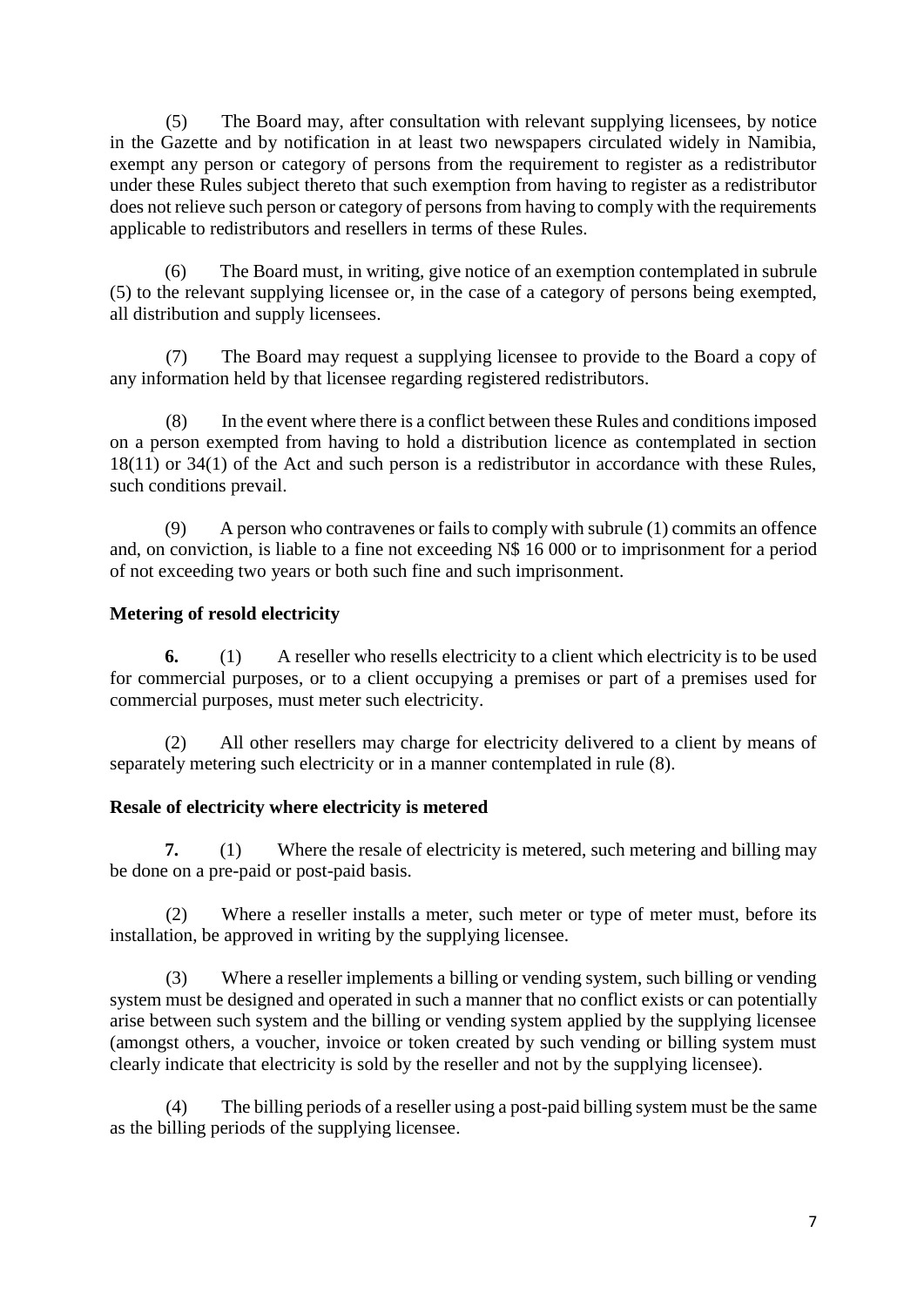(5) The Board may, after consultation with relevant supplying licensees, by notice in the Gazette and by notification in at least two newspapers circulated widely in Namibia, exempt any person or category of persons from the requirement to register as a redistributor under these Rules subject thereto that such exemption from having to register as a redistributor does not relieve such person or category of persons from having to comply with the requirements applicable to redistributors and resellers in terms of these Rules.

(6) The Board must, in writing, give notice of an exemption contemplated in subrule (5) to the relevant supplying licensee or, in the case of a category of persons being exempted, all distribution and supply licensees.

(7) The Board may request a supplying licensee to provide to the Board a copy of any information held by that licensee regarding registered redistributors.

(8) In the event where there is a conflict between these Rules and conditions imposed on a person exempted from having to hold a distribution licence as contemplated in section 18(11) or 34(1) of the Act and such person is a redistributor in accordance with these Rules, such conditions prevail.

(9) A person who contravenes or fails to comply with subrule (1) commits an offence and, on conviction, is liable to a fine not exceeding N$ 16 000 or to imprisonment for a period of not exceeding two years or both such fine and such imprisonment.

**Metering of resold electricity**

**6.** (1) A reseller who resells electricity to a client which electricity is to be used for commercial purposes, or to a client occupying a premises or part of a premises used for commercial purposes, must meter such electricity.

(2) All other resellers may charge for electricity delivered to a client by means of separately metering such electricity or in a manner contemplated in rule (8).

**Resale of electricity where electricity is metered**

**7.** (1) Where the resale of electricity is metered, such metering and billing may be done on a pre-paid or post-paid basis.

(2) Where a reseller installs a meter, such meter or type of meter must, before its installation, be approved in writing by the supplying licensee.

(3) Where a reseller implements a billing or vending system, such billing or vending system must be designed and operated in such a manner that no conflict exists or can potentially arise between such system and the billing or vending system applied by the supplying licensee (amongst others, a voucher, invoice or token created by such vending or billing system must clearly indicate that electricity is sold by the reseller and not by the supplying licensee).

(4) The billing periods of a reseller using a post-paid billing system must be the same as the billing periods of the supplying licensee.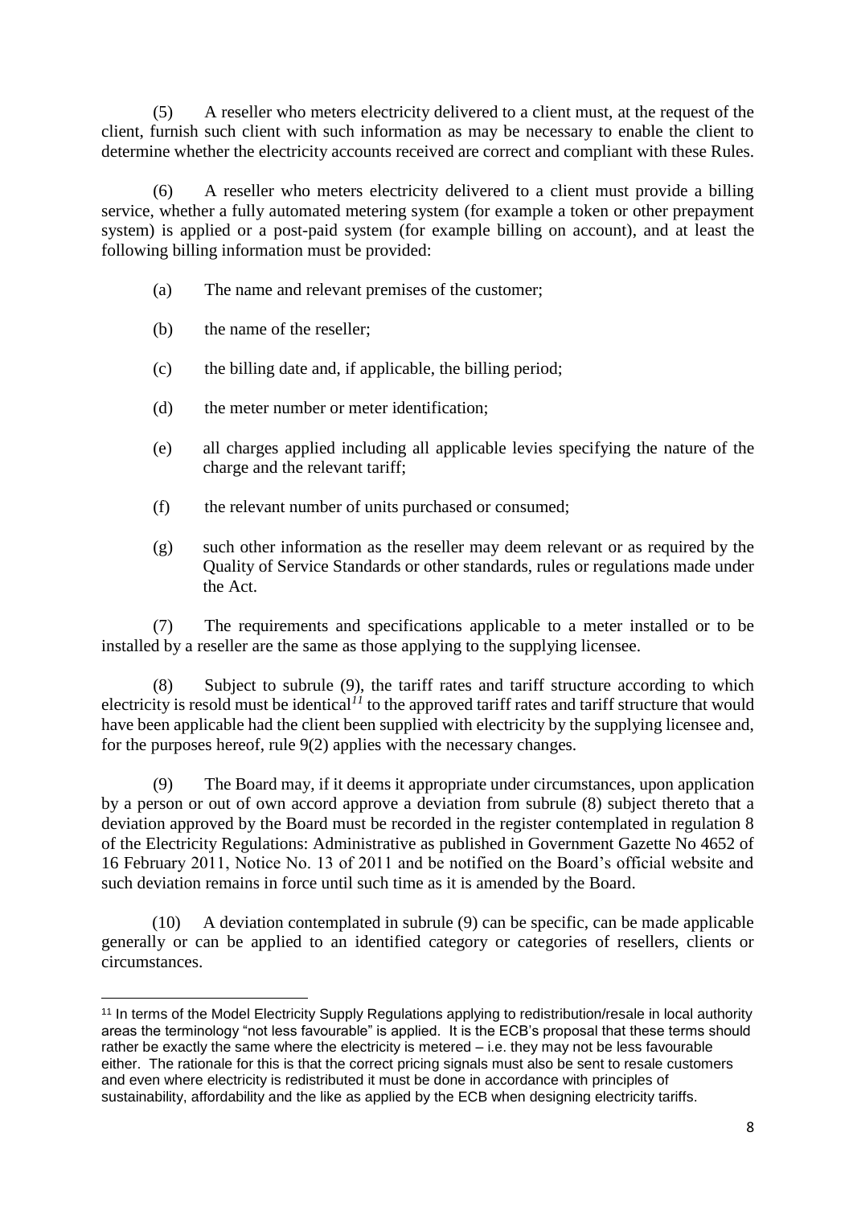(5) A reseller who meters electricity delivered to a client must, at the request of the client, furnish such client with such information as may be necessary to enable the client to determine whether the electricity accounts received are correct and compliant with these Rules.

(6) A reseller who meters electricity delivered to a client must provide a billing service, whether a fully automated metering system (for example a token or other prepayment system) is applied or a post-paid system (for example billing on account), and at least the following billing information must be provided:

(a) The name and relevant premises of the customer;

(b) the name of the reseller;

(c) the billing date and, if applicable, the billing period;

(d) the meter number or meter identification;

(e) all charges applied including all applicable levies specifying the nature of the charge and the relevant tariff;

(f) the relevant number of units purchased or consumed;

(g) such other information as the reseller may deem relevant or as required by the Quality of Service Standards or other standards, rules or regulations made under the Act.

(7) The requirements and specifications applicable to a meter installed or to be installed by a reseller are the same as those applying to the supplying licensee.

(8) Subject to subrule (9), the tariff rates and tariff structure according to which electricity is resold must be identical[11] to the approved tariff rates and tariff structure that would have been applicable had the client been supplied with electricity by the supplying licensee and, for the purposes hereof, rule 9(2) applies with the necessary changes.

(9) The Board may, if it deems it appropriate under circumstances, upon application by a person or out of own accord approve a deviation from subrule (8) subject thereto that a deviation approved by the Board must be recorded in the register contemplated in regulation 8 of the Electricity Regulations: Administrative as published in Government Gazette No 4652 of 16 February 2011, Notice No. 13 of 2011 and be notified on the Board's official website and such deviation remains in force until such time as it is amended by the Board.

(10) A deviation contemplated in subrule (9) can be specific, can be made applicable generally or can be applied to an identified category or categories of resellers, clients or circumstances.

---

[11] In terms of the Model Electricity Supply Regulations applying to redistribution/resale in local authority areas the terminology "not less favourable" is applied. It is the ECB's proposal that these terms should rather be exactly the same where the electricity is metered – i.e. they may not be less favourable either. The rationale for this is that the correct pricing signals must also be sent to resale customers and even where electricity is redistributed it must be done in accordance with principles of sustainability, affordability and the like as applied by the ECB when designing electricity tariffs.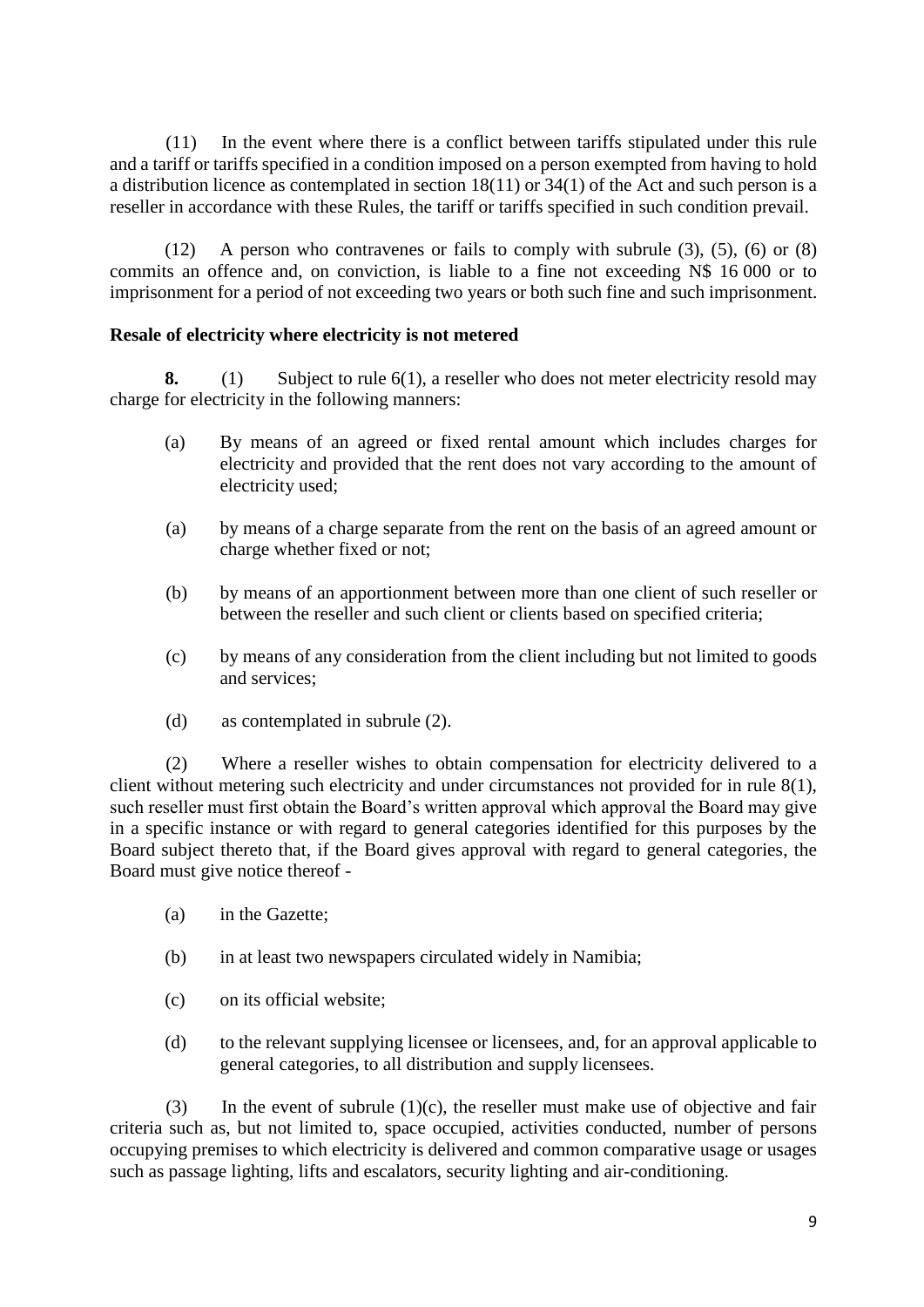(11) In the event where there is a conflict between tariffs stipulated under this rule and a tariff or tariffs specified in a condition imposed on a person exempted from having to hold a distribution licence as contemplated in section 18(11) or 34(1) of the Act and such person is a reseller in accordance with these Rules, the tariff or tariffs specified in such condition prevail.

(12) A person who contravenes or fails to comply with subrule (3), (5), (6) or (8) commits an offence and, on conviction, is liable to a fine not exceeding N$ 16 000 or to imprisonment for a period of not exceeding two years or both such fine and such imprisonment.

**Resale of electricity where electricity is not metered**

**8.** (1) Subject to rule 6(1), a reseller who does not meter electricity resold may charge for electricity in the following manners:

(a) By means of an agreed or fixed rental amount which includes charges for electricity and provided that the rent does not vary according to the amount of electricity used;

(a) by means of a charge separate from the rent on the basis of an agreed amount or charge whether fixed or not;

(b) by means of an apportionment between more than one client of such reseller or between the reseller and such client or clients based on specified criteria;

(c) by means of any consideration from the client including but not limited to goods and services;

(d) as contemplated in subrule (2).

(2) Where a reseller wishes to obtain compensation for electricity delivered to a client without metering such electricity and under circumstances not provided for in rule 8(1), such reseller must first obtain the Board's written approval which approval the Board may give in a specific instance or with regard to general categories identified for this purposes by the Board subject thereto that, if the Board gives approval with regard to general categories, the Board must give notice thereof -

(a) in the Gazette;

(b) in at least two newspapers circulated widely in Namibia;

(c) on its official website;

(d) to the relevant supplying licensee or licensees, and, for an approval applicable to general categories, to all distribution and supply licensees.

(3) In the event of subrule (1)(c), the reseller must make use of objective and fair criteria such as, but not limited to, space occupied, activities conducted, number of persons occupying premises to which electricity is delivered and common comparative usage or usages such as passage lighting, lifts and escalators, security lighting and air-conditioning.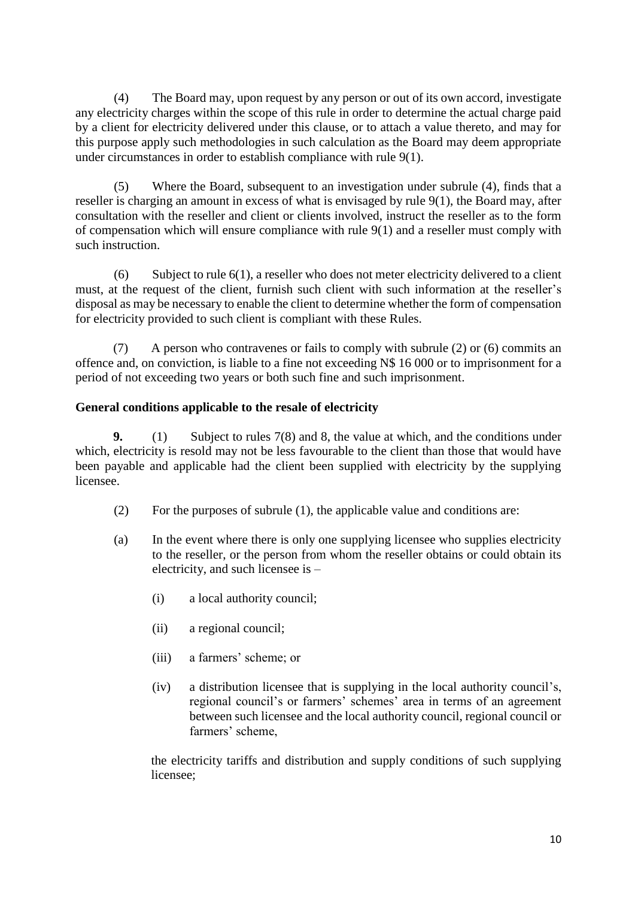(4) The Board may, upon request by any person or out of its own accord, investigate any electricity charges within the scope of this rule in order to determine the actual charge paid by a client for electricity delivered under this clause, or to attach a value thereto, and may for this purpose apply such methodologies in such calculation as the Board may deem appropriate under circumstances in order to establish compliance with rule 9(1).

(5) Where the Board, subsequent to an investigation under subrule (4), finds that a reseller is charging an amount in excess of what is envisaged by rule 9(1), the Board may, after consultation with the reseller and client or clients involved, instruct the reseller as to the form of compensation which will ensure compliance with rule 9(1) and a reseller must comply with such instruction.

(6) Subject to rule 6(1), a reseller who does not meter electricity delivered to a client must, at the request of the client, furnish such client with such information at the reseller's disposal as may be necessary to enable the client to determine whether the form of compensation for electricity provided to such client is compliant with these Rules.

(7) A person who contravenes or fails to comply with subrule (2) or (6) commits an offence and, on conviction, is liable to a fine not exceeding N$ 16 000 or to imprisonment for a period of not exceeding two years or both such fine and such imprisonment.

**General conditions applicable to the resale of electricity**

**9.** (1) Subject to rules 7(8) and 8, the value at which, and the conditions under which, electricity is resold may not be less favourable to the client than those that would have been payable and applicable had the client been supplied with electricity by the supplying licensee.

(2) For the purposes of subrule (1), the applicable value and conditions are:

(a) In the event where there is only one supplying licensee who supplies electricity to the reseller, or the person from whom the reseller obtains or could obtain its electricity, and such licensee is –

(i) a local authority council;

(ii) a regional council;

(iii) a farmers' scheme; or

(iv) a distribution licensee that is supplying in the local authority council's, regional council's or farmers' schemes' area in terms of an agreement between such licensee and the local authority council, regional council or farmers' scheme,

the electricity tariffs and distribution and supply conditions of such supplying licensee;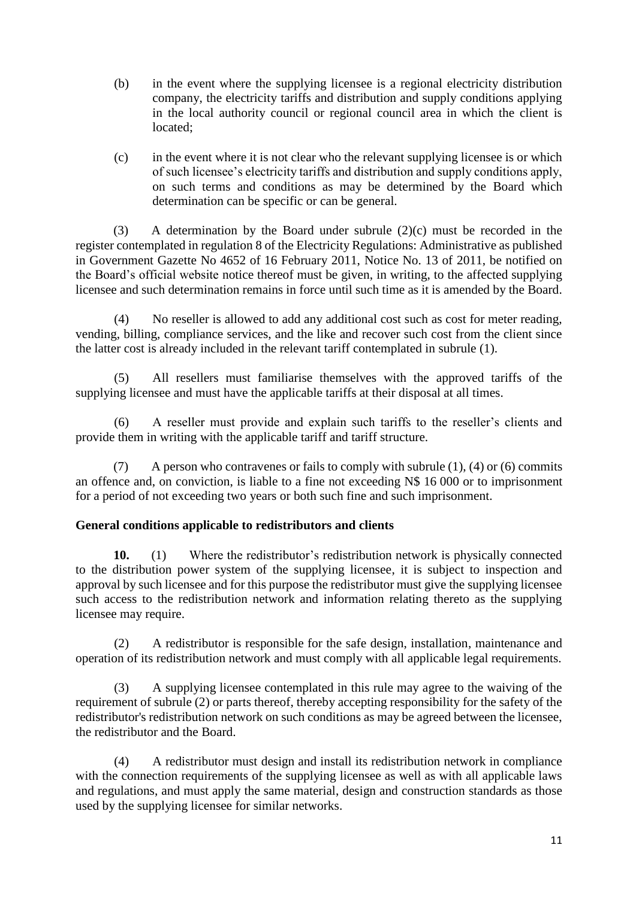(b) in the event where the supplying licensee is a regional electricity distribution company, the electricity tariffs and distribution and supply conditions applying in the local authority council or regional council area in which the client is located;

(c) in the event where it is not clear who the relevant supplying licensee is or which of such licensee's electricity tariffs and distribution and supply conditions apply, on such terms and conditions as may be determined by the Board which determination can be specific or can be general.

(3) A determination by the Board under subrule (2)(c) must be recorded in the register contemplated in regulation 8 of the Electricity Regulations: Administrative as published in Government Gazette No 4652 of 16 February 2011, Notice No. 13 of 2011, be notified on the Board's official website notice thereof must be given, in writing, to the affected supplying licensee and such determination remains in force until such time as it is amended by the Board.

(4) No reseller is allowed to add any additional cost such as cost for meter reading, vending, billing, compliance services, and the like and recover such cost from the client since the latter cost is already included in the relevant tariff contemplated in subrule (1).

(5) All resellers must familiarise themselves with the approved tariffs of the supplying licensee and must have the applicable tariffs at their disposal at all times.

(6) A reseller must provide and explain such tariffs to the reseller's clients and provide them in writing with the applicable tariff and tariff structure.

(7) A person who contravenes or fails to comply with subrule (1), (4) or (6) commits an offence and, on conviction, is liable to a fine not exceeding N$ 16 000 or to imprisonment for a period of not exceeding two years or both such fine and such imprisonment.

**General conditions applicable to redistributors and clients**

**10.** (1) Where the redistributor's redistribution network is physically connected to the distribution power system of the supplying licensee, it is subject to inspection and approval by such licensee and for this purpose the redistributor must give the supplying licensee such access to the redistribution network and information relating thereto as the supplying licensee may require.

(2) A redistributor is responsible for the safe design, installation, maintenance and operation of its redistribution network and must comply with all applicable legal requirements.

(3) A supplying licensee contemplated in this rule may agree to the waiving of the requirement of subrule (2) or parts thereof, thereby accepting responsibility for the safety of the redistributor's redistribution network on such conditions as may be agreed between the licensee, the redistributor and the Board.

(4) A redistributor must design and install its redistribution network in compliance with the connection requirements of the supplying licensee as well as with all applicable laws and regulations, and must apply the same material, design and construction standards as those used by the supplying licensee for similar networks.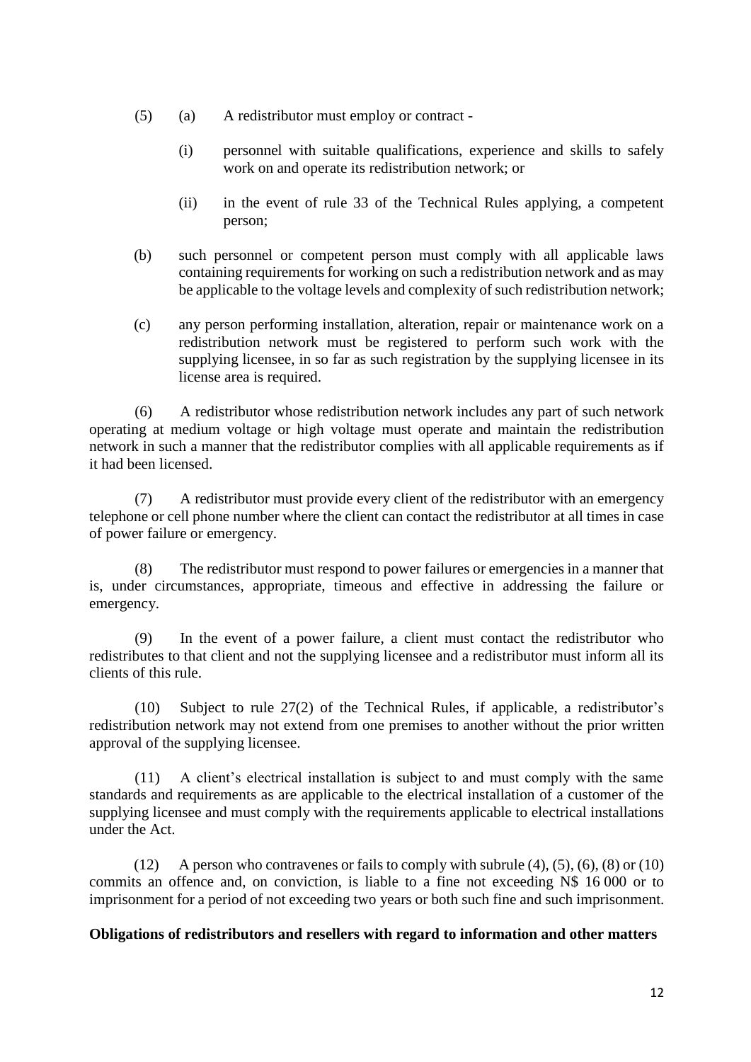(5) (a) A redistributor must employ or contract -

(i) personnel with suitable qualifications, experience and skills to safely work on and operate its redistribution network; or

(ii) in the event of rule 33 of the Technical Rules applying, a competent person;

(b) such personnel or competent person must comply with all applicable laws containing requirements for working on such a redistribution network and as may be applicable to the voltage levels and complexity of such redistribution network;

(c) any person performing installation, alteration, repair or maintenance work on a redistribution network must be registered to perform such work with the supplying licensee, in so far as such registration by the supplying licensee in its license area is required.

(6) A redistributor whose redistribution network includes any part of such network operating at medium voltage or high voltage must operate and maintain the redistribution network in such a manner that the redistributor complies with all applicable requirements as if it had been licensed.

(7) A redistributor must provide every client of the redistributor with an emergency telephone or cell phone number where the client can contact the redistributor at all times in case of power failure or emergency.

(8) The redistributor must respond to power failures or emergencies in a manner that is, under circumstances, appropriate, timeous and effective in addressing the failure or emergency.

(9) In the event of a power failure, a client must contact the redistributor who redistributes to that client and not the supplying licensee and a redistributor must inform all its clients of this rule.

(10) Subject to rule 27(2) of the Technical Rules, if applicable, a redistributor's redistribution network may not extend from one premises to another without the prior written approval of the supplying licensee.

(11) A client's electrical installation is subject to and must comply with the same standards and requirements as are applicable to the electrical installation of a customer of the supplying licensee and must comply with the requirements applicable to electrical installations under the Act.

(12) A person who contravenes or fails to comply with subrule (4), (5), (6), (8) or (10) commits an offence and, on conviction, is liable to a fine not exceeding N$ 16 000 or to imprisonment for a period of not exceeding two years or both such fine and such imprisonment.

**Obligations of redistributors and resellers with regard to information and other matters**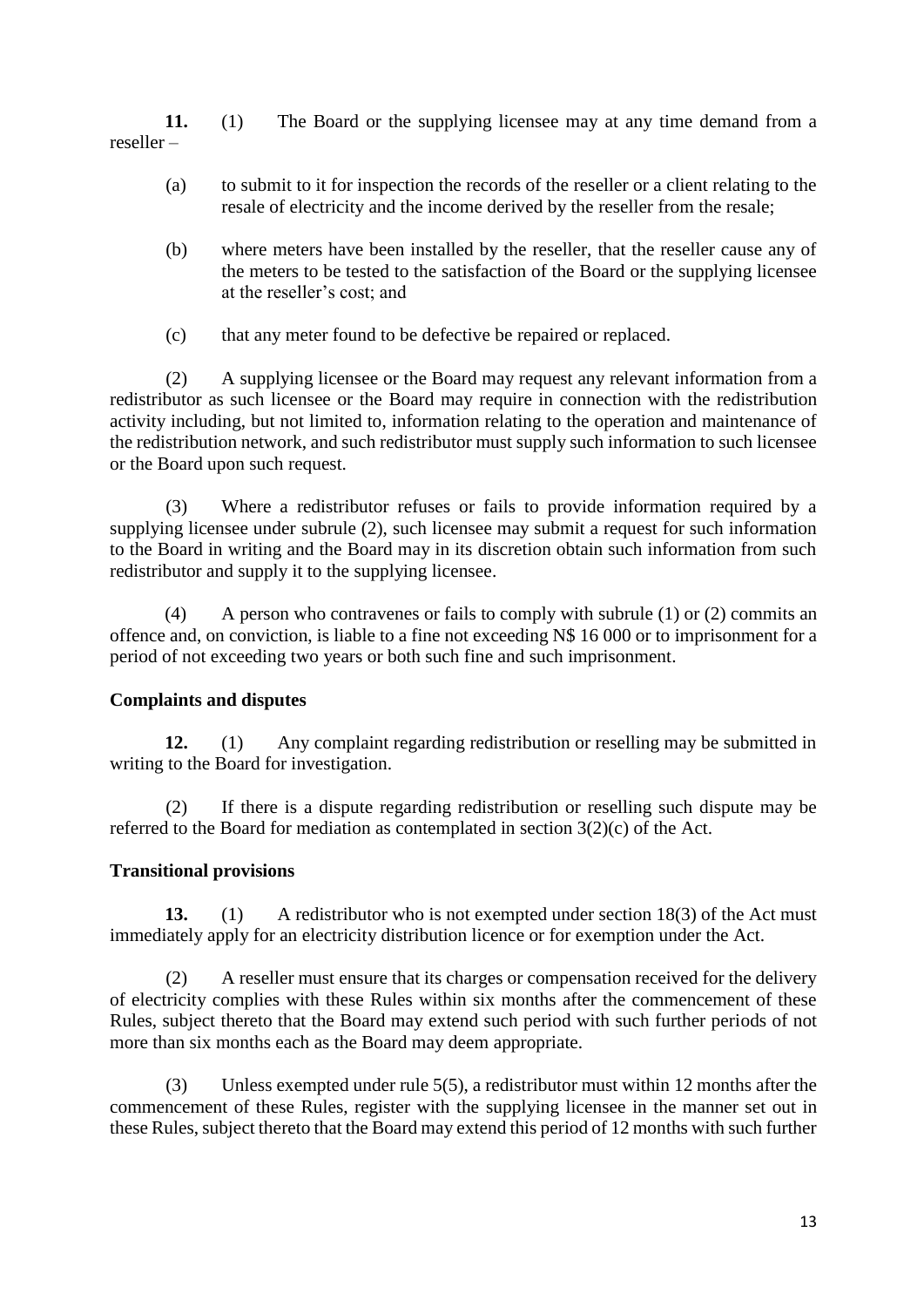**11.** (1) The Board or the supplying licensee may at any time demand from a reseller –

(a) to submit to it for inspection the records of the reseller or a client relating to the resale of electricity and the income derived by the reseller from the resale;

(b) where meters have been installed by the reseller, that the reseller cause any of the meters to be tested to the satisfaction of the Board or the supplying licensee at the reseller's cost; and

(c) that any meter found to be defective be repaired or replaced.

(2) A supplying licensee or the Board may request any relevant information from a redistributor as such licensee or the Board may require in connection with the redistribution activity including, but not limited to, information relating to the operation and maintenance of the redistribution network, and such redistributor must supply such information to such licensee or the Board upon such request.

(3) Where a redistributor refuses or fails to provide information required by a supplying licensee under subrule (2), such licensee may submit a request for such information to the Board in writing and the Board may in its discretion obtain such information from such redistributor and supply it to the supplying licensee.

(4) A person who contravenes or fails to comply with subrule (1) or (2) commits an offence and, on conviction, is liable to a fine not exceeding N$ 16 000 or to imprisonment for a period of not exceeding two years or both such fine and such imprisonment.

**Complaints and disputes**

**12.** (1) Any complaint regarding redistribution or reselling may be submitted in writing to the Board for investigation.

(2) If there is a dispute regarding redistribution or reselling such dispute may be referred to the Board for mediation as contemplated in section 3(2)(c) of the Act.

**Transitional provisions**

**13.** (1) A redistributor who is not exempted under section 18(3) of the Act must immediately apply for an electricity distribution licence or for exemption under the Act.

(2) A reseller must ensure that its charges or compensation received for the delivery of electricity complies with these Rules within six months after the commencement of these Rules, subject thereto that the Board may extend such period with such further periods of not more than six months each as the Board may deem appropriate.

(3) Unless exempted under rule 5(5), a redistributor must within 12 months after the commencement of these Rules, register with the supplying licensee in the manner set out in these Rules, subject thereto that the Board may extend this period of 12 months with such further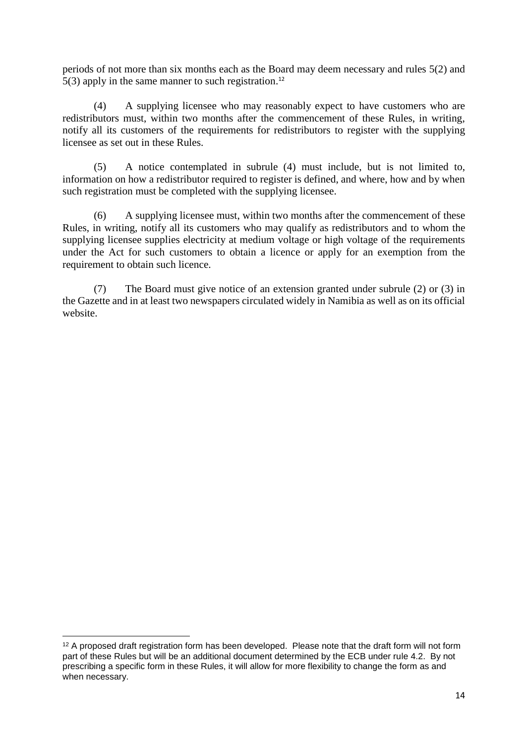periods of not more than six months each as the Board may deem necessary and rules 5(2) and 5(3) apply in the same manner to such registration.[12]

(4) A supplying licensee who may reasonably expect to have customers who are redistributors must, within two months after the commencement of these Rules, in writing, notify all its customers of the requirements for redistributors to register with the supplying licensee as set out in these Rules.

(5) A notice contemplated in subrule (4) must include, but is not limited to, information on how a redistributor required to register is defined, and where, how and by when such registration must be completed with the supplying licensee.

(6) A supplying licensee must, within two months after the commencement of these Rules, in writing, notify all its customers who may qualify as redistributors and to whom the supplying licensee supplies electricity at medium voltage or high voltage of the requirements under the Act for such customers to obtain a licence or apply for an exemption from the requirement to obtain such licence.

(7) The Board must give notice of an extension granted under subrule (2) or (3) in the Gazette and in at least two newspapers circulated widely in Namibia as well as on its official website.

---

[12] A proposed draft registration form has been developed. Please note that the draft form will not form part of these Rules but will be an additional document determined by the ECB under rule 4.2. By not prescribing a specific form in these Rules, it will allow for more flexibility to change the form as and when necessary.